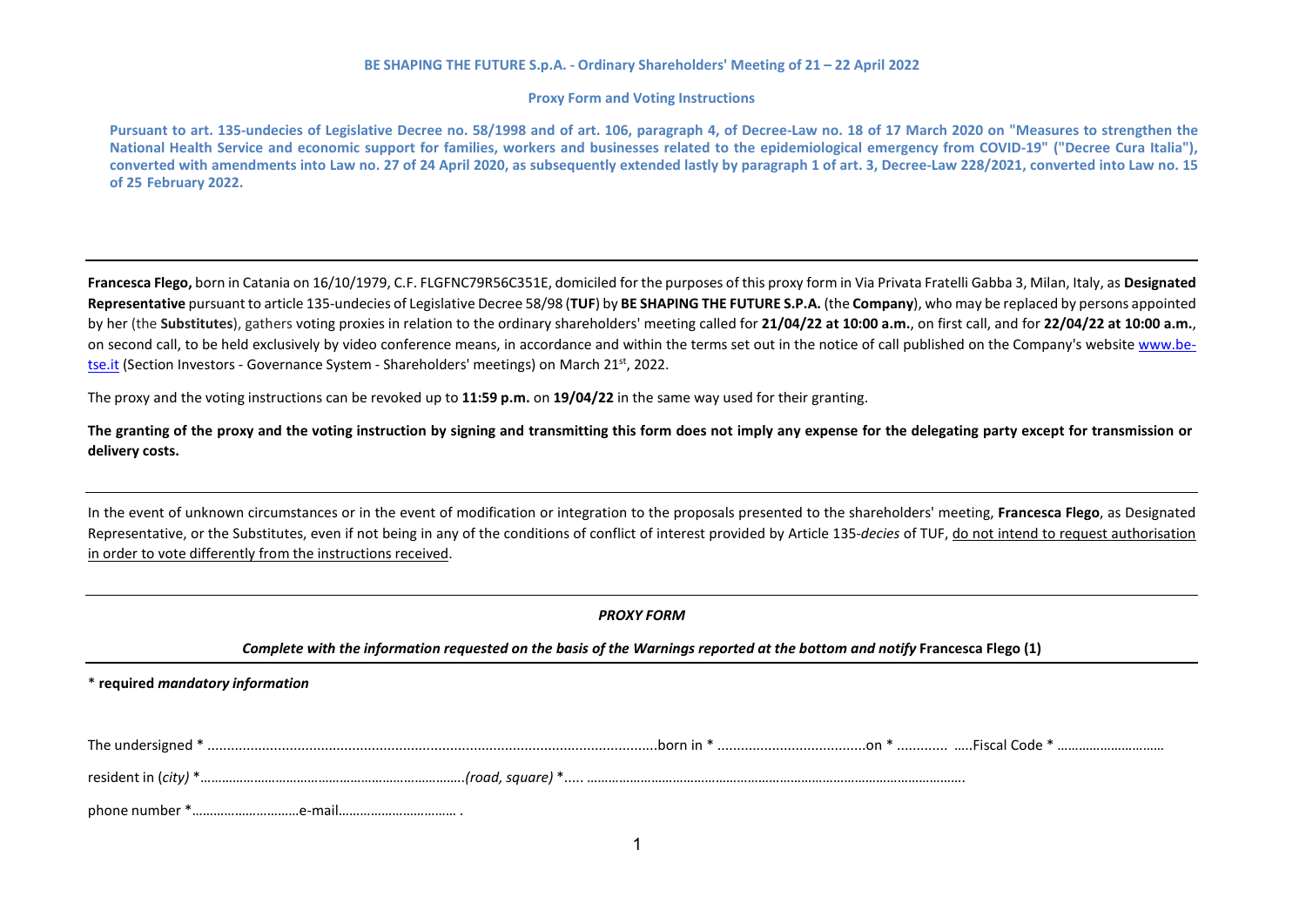**BE SHAPING THE FUTURE S.p.A. - Ordinary Shareholders' Meeting of 21 – 22 April 2022**

**Proxy Form and Voting Instructions**

**Pursuant to art. 135-undecies of Legislative Decree no. 58/1998 and of art. 106, paragraph 4, of Decree-Law no. 18 of 17 March 2020 on "Measures to strengthen the National Health Service and economic support for families, workers and businesses related to the epidemiological emergency from COVID-19" ("Decree Cura Italia"), converted with amendments into Law no. 27 of 24 April 2020, as subsequently extended lastly by paragraph 1 of art. 3, Decree-Law 228/2021, converted into Law no. 15 of 25 February 2022.**

---

**Francesca Flego,** born in Catania on 16/10/1979, C.F. FLGFNC79R56C351E, domiciled for the purposes of this proxy form in Via Privata Fratelli Gabba 3, Milan, Italy, as **Designated Representative** pursuant to article 135-undecies of Legislative Decree 58/98 (**TUF**) by **BE SHAPING THE FUTURE S.P.A.** (the **Company**), who may be replaced by persons appointed by her (the **Substitutes**), gathers voting proxies in relation to the ordinary shareholders' meeting called for **21/04/22 at 10:00 a.m.**, on first call, and for **22/04/22 at 10:00 a.m.**, on second call, to be held exclusively by video conference means, in accordance and within the terms set out in the notice of call published on the Company's website www.be-tse.it (Section Investors - Governance System - Shareholders' meetings) on March 21st, 2022.

The proxy and the voting instructions can be revoked up to **11:59 p.m.** on **19/04/22** in the same way used for their granting.

**The granting of the proxy and the voting instruction by signing and transmitting this form does not imply any expense for the delegating party except for transmission or delivery costs.**

---

In the event of unknown circumstances or in the event of modification or integration to the proposals presented to the shareholders' meeting, **Francesca Flego**, as Designated Representative, or the Substitutes, even if not being in any of the conditions of conflict of interest provided by Article 135-*decies* of TUF, do not intend to request authorisation in order to vote differently from the instructions received.

---

***PROXY FORM***

***Complete with the information requested on the basis of the Warnings reported at the bottom and notify* Francesca Flego (1)**

---

\* **required** ***mandatory information***

The undersigned * ....................................................................................................................born in * ......................................on * ............. .....Fiscal Code * …………………………

resident in (*city)* *……………………………………………………………….*(road, square)* *..... ……………………………………………………………………………………….

phone number *…………………………e-mail…………………………… .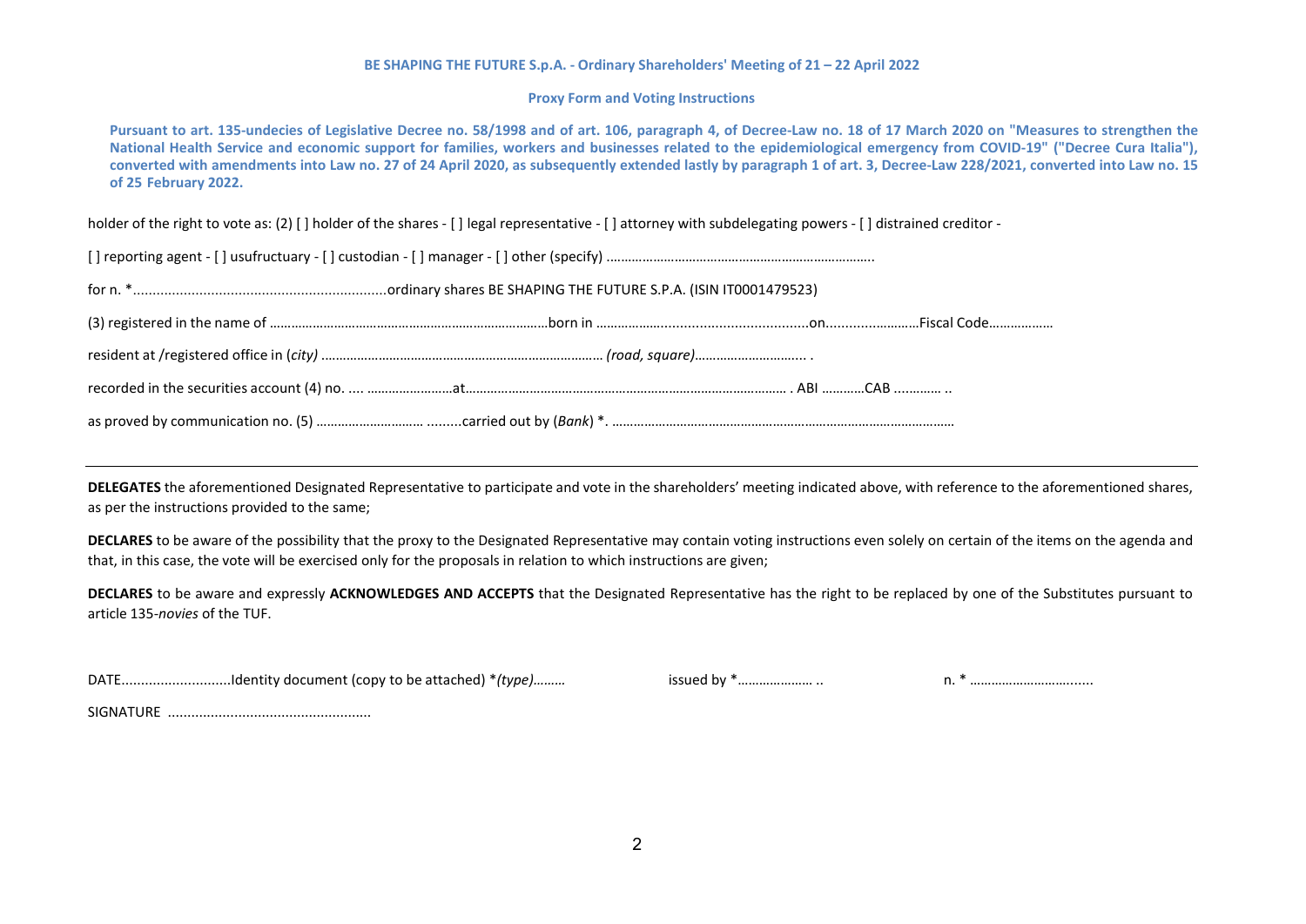**BE SHAPING THE FUTURE S.p.A. - Ordinary Shareholders' Meeting of 21 – 22 April 2022**

**Proxy Form and Voting Instructions**

**Pursuant to art. 135-undecies of Legislative Decree no. 58/1998 and of art. 106, paragraph 4, of Decree-Law no. 18 of 17 March 2020 on "Measures to strengthen the National Health Service and economic support for families, workers and businesses related to the epidemiological emergency from COVID-19" ("Decree Cura Italia"), converted with amendments into Law no. 27 of 24 April 2020, as subsequently extended lastly by paragraph 1 of art. 3, Decree-Law 228/2021, converted into Law no. 15 of 25 February 2022.**

holder of the right to vote as: (2) [ ] holder of the shares - [ ] legal representative - [ ] attorney with subdelegating powers - [ ] distrained creditor -

[ ] reporting agent - [ ] usufructuary - [ ] custodian - [ ] manager - [ ] other (specify) …………………………………………………………………..

for n. *.................................................................ordinary shares BE SHAPING THE FUTURE S.P.A. (ISIN IT0001479523)

(3) registered in the name of ……………………………………………………………………born in …………………..............................on..........……………Fiscal Code………………

resident at /registered office in (*city*) …………………………………………………………………… *(road, square)*……………………….. .

recorded in the securities account (4) no. .... ……………………at……………………………………………………………………………… . ABI …………CAB ............ ..

as proved by communication no. (5) ……………………… .........carried out by (*Bank*) *. ……………………………………………………………………………………

---

**DELEGATES** the aforementioned Designated Representative to participate and vote in the shareholders' meeting indicated above, with reference to the aforementioned shares, as per the instructions provided to the same;

**DECLARES** to be aware of the possibility that the proxy to the Designated Representative may contain voting instructions even solely on certain of the items on the agenda and that, in this case, the vote will be exercised only for the proposals in relation to which instructions are given;

**DECLARES** to be aware and expressly **ACKNOWLEDGES AND ACCEPTS** that the Designated Representative has the right to be replaced by one of the Substitutes pursuant to article 135-*novies* of the TUF.

DATE............................Identity document (copy to be attached) **(type)*……… issued by *………………… .. n. * ……………………….......

SIGNATURE ....................................................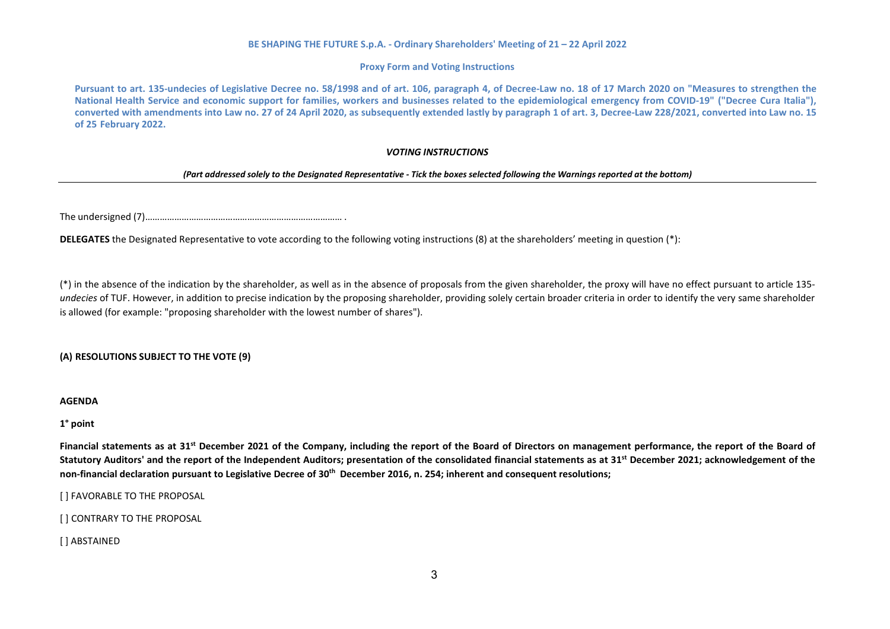**BE SHAPING THE FUTURE S.p.A. - Ordinary Shareholders' Meeting of 21 – 22 April 2022**

**Proxy Form and Voting Instructions**

**Pursuant to art. 135-undecies of Legislative Decree no. 58/1998 and of art. 106, paragraph 4, of Decree-Law no. 18 of 17 March 2020 on "Measures to strengthen the National Health Service and economic support for families, workers and businesses related to the epidemiological emergency from COVID-19" ("Decree Cura Italia"), converted with amendments into Law no. 27 of 24 April 2020, as subsequently extended lastly by paragraph 1 of art. 3, Decree-Law 228/2021, converted into Law no. 15 of 25 February 2022.**

***VOTING INSTRUCTIONS***

***(Part addressed solely to the Designated Representative - Tick the boxes selected following the Warnings reported at the bottom)***

---

The undersigned (7)……………………………………………………………………… .

**DELEGATES** the Designated Representative to vote according to the following voting instructions (8) at the shareholders' meeting in question (*):

(*) in the absence of the indication by the shareholder, as well as in the absence of proposals from the given shareholder, the proxy will have no effect pursuant to article 135-*undecies* of TUF. However, in addition to precise indication by the proposing shareholder, providing solely certain broader criteria in order to identify the very same shareholder is allowed (for example: "proposing shareholder with the lowest number of shares").

**(A) RESOLUTIONS SUBJECT TO THE VOTE (9)**

**AGENDA**

**1° point**

**Financial statements as at 31st December 2021 of the Company, including the report of the Board of Directors on management performance, the report of the Board of Statutory Auditors' and the report of the Independent Auditors; presentation of the consolidated financial statements as at 31st December 2021; acknowledgement of the non-financial declaration pursuant to Legislative Decree of 30th December 2016, n. 254; inherent and consequent resolutions;**

[ ] FAVORABLE TO THE PROPOSAL

[ ] CONTRARY TO THE PROPOSAL

[ ] ABSTAINED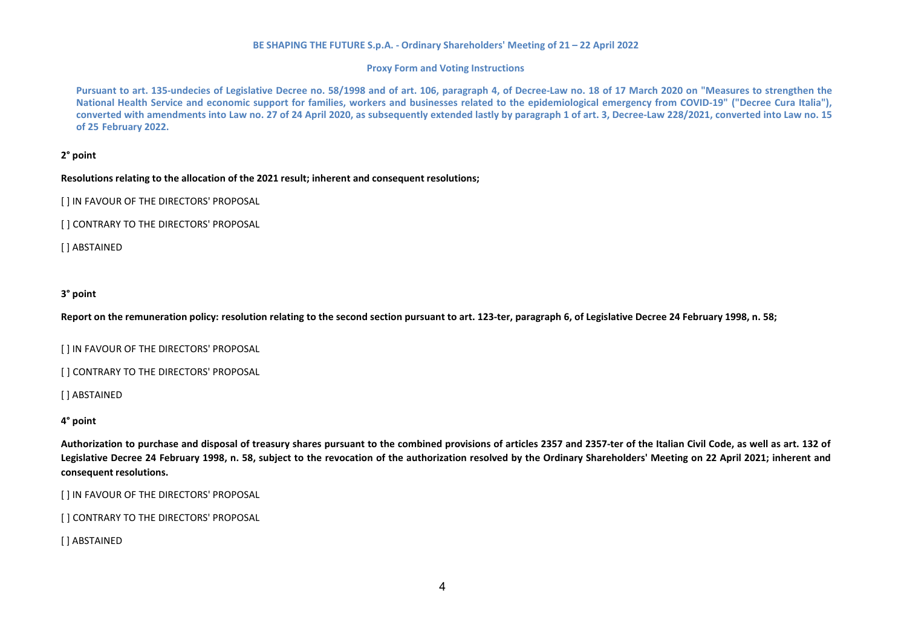**BE SHAPING THE FUTURE S.p.A. - Ordinary Shareholders' Meeting of 21 – 22 April 2022**

**Proxy Form and Voting Instructions**

**Pursuant to art. 135-undecies of Legislative Decree no. 58/1998 and of art. 106, paragraph 4, of Decree-Law no. 18 of 17 March 2020 on "Measures to strengthen the National Health Service and economic support for families, workers and businesses related to the epidemiological emergency from COVID-19" ("Decree Cura Italia"), converted with amendments into Law no. 27 of 24 April 2020, as subsequently extended lastly by paragraph 1 of art. 3, Decree-Law 228/2021, converted into Law no. 15 of 25 February 2022.**

**2° point**

**Resolutions relating to the allocation of the 2021 result; inherent and consequent resolutions;**

[ ] IN FAVOUR OF THE DIRECTORS' PROPOSAL

[ ] CONTRARY TO THE DIRECTORS' PROPOSAL

[ ] ABSTAINED

**3° point**

**Report on the remuneration policy: resolution relating to the second section pursuant to art. 123-ter, paragraph 6, of Legislative Decree 24 February 1998, n. 58;**

[ ] IN FAVOUR OF THE DIRECTORS' PROPOSAL

[ ] CONTRARY TO THE DIRECTORS' PROPOSAL

[ ] ABSTAINED

**4° point**

**Authorization to purchase and disposal of treasury shares pursuant to the combined provisions of articles 2357 and 2357-ter of the Italian Civil Code, as well as art. 132 of Legislative Decree 24 February 1998, n. 58, subject to the revocation of the authorization resolved by the Ordinary Shareholders' Meeting on 22 April 2021; inherent and consequent resolutions.**

[ ] IN FAVOUR OF THE DIRECTORS' PROPOSAL

[ ] CONTRARY TO THE DIRECTORS' PROPOSAL

[ ] ABSTAINED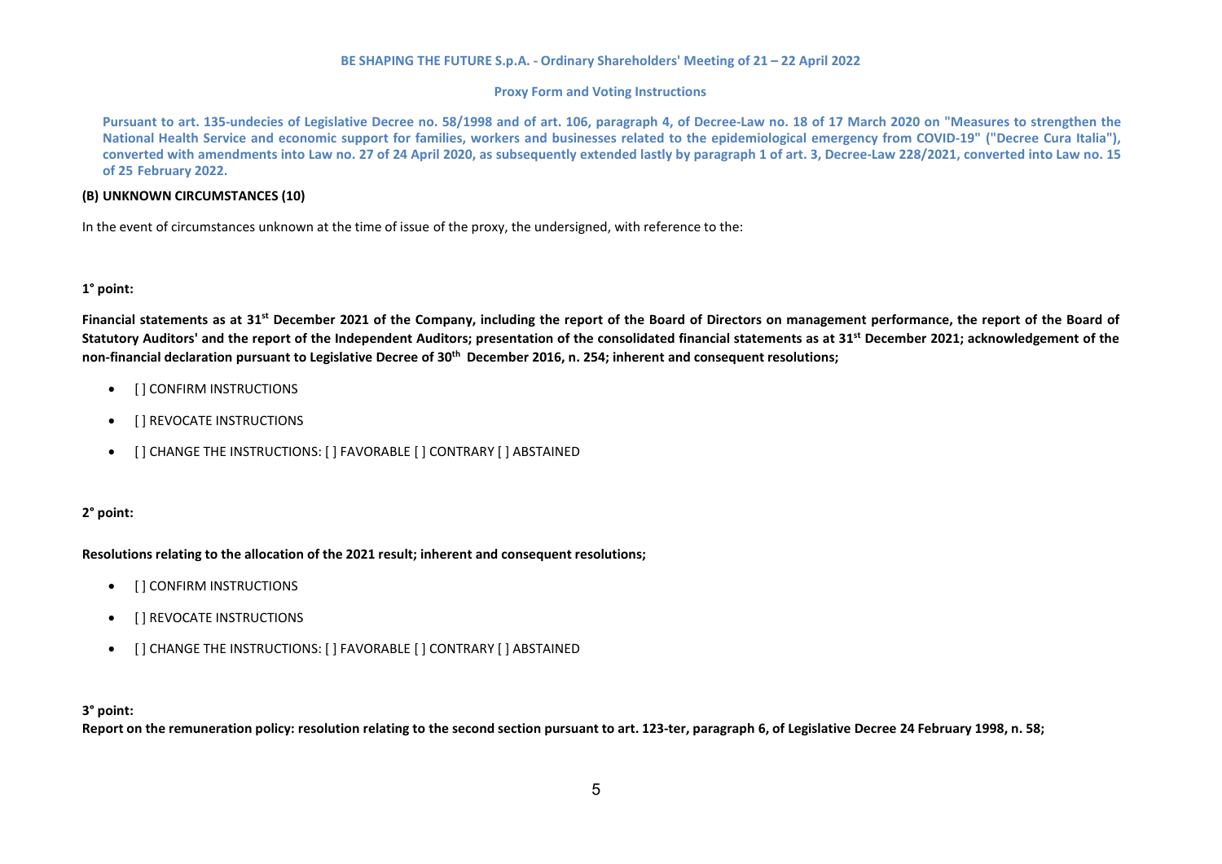**BE SHAPING THE FUTURE S.p.A. - Ordinary Shareholders' Meeting of 21 – 22 April 2022**

**Proxy Form and Voting Instructions**

**Pursuant to art. 135-undecies of Legislative Decree no. 58/1998 and of art. 106, paragraph 4, of Decree-Law no. 18 of 17 March 2020 on "Measures to strengthen the National Health Service and economic support for families, workers and businesses related to the epidemiological emergency from COVID-19" ("Decree Cura Italia"), converted with amendments into Law no. 27 of 24 April 2020, as subsequently extended lastly by paragraph 1 of art. 3, Decree-Law 228/2021, converted into Law no. 15 of 25 February 2022.**

**(B) UNKNOWN CIRCUMSTANCES (10)**

In the event of circumstances unknown at the time of issue of the proxy, the undersigned, with reference to the:

**1° point:**

**Financial statements as at 31st December 2021 of the Company, including the report of the Board of Directors on management performance, the report of the Board of Statutory Auditors' and the report of the Independent Auditors; presentation of the consolidated financial statements as at 31st December 2021; acknowledgement of the non-financial declaration pursuant to Legislative Decree of 30th December 2016, n. 254; inherent and consequent resolutions;**

- [ ] CONFIRM INSTRUCTIONS
- [ ] REVOCATE INSTRUCTIONS
- [ ] CHANGE THE INSTRUCTIONS: [ ] FAVORABLE [ ] CONTRARY [ ] ABSTAINED

**2° point:**

**Resolutions relating to the allocation of the 2021 result; inherent and consequent resolutions;**

- [ ] CONFIRM INSTRUCTIONS
- [ ] REVOCATE INSTRUCTIONS
- [ ] CHANGE THE INSTRUCTIONS: [ ] FAVORABLE [ ] CONTRARY [ ] ABSTAINED

**3° point:**
**Report on the remuneration policy: resolution relating to the second section pursuant to art. 123-ter, paragraph 6, of Legislative Decree 24 February 1998, n. 58;**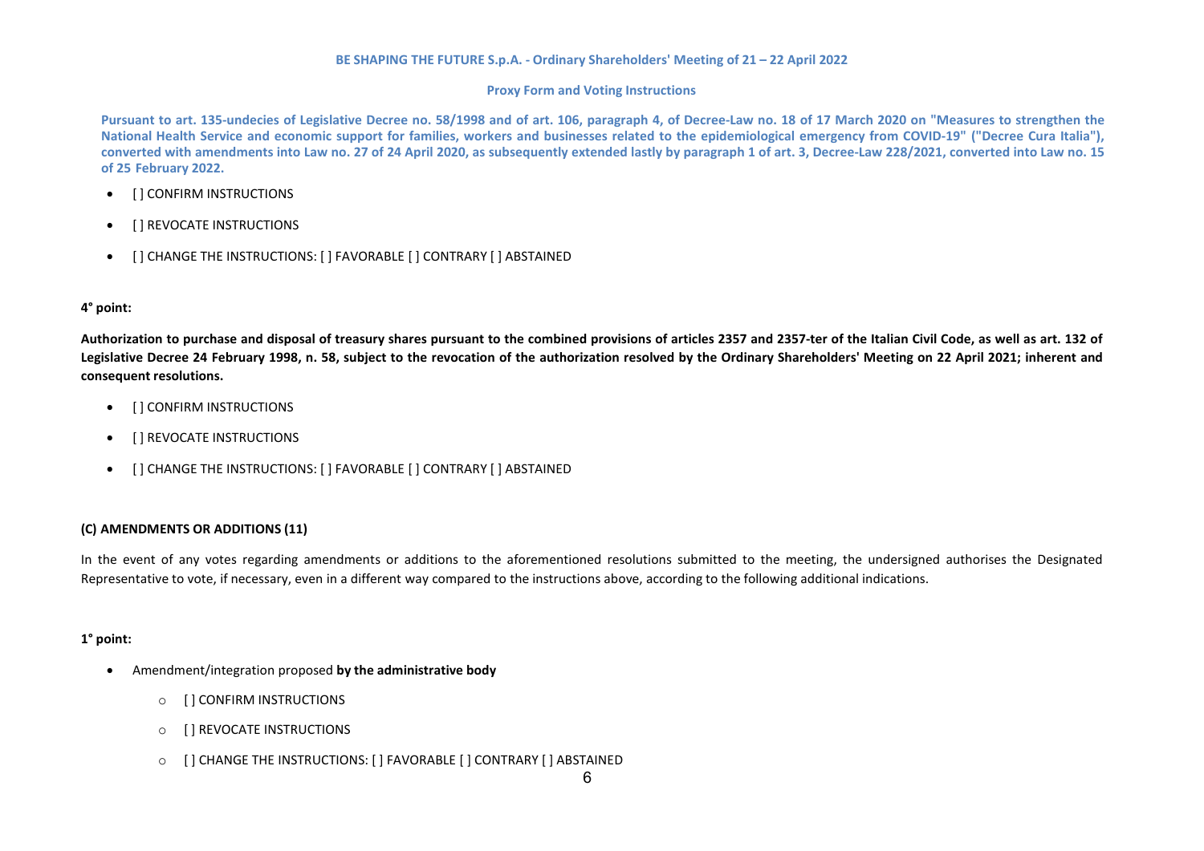**BE SHAPING THE FUTURE S.p.A. - Ordinary Shareholders' Meeting of 21 – 22 April 2022**

**Proxy Form and Voting Instructions**

**Pursuant to art. 135-undecies of Legislative Decree no. 58/1998 and of art. 106, paragraph 4, of Decree-Law no. 18 of 17 March 2020 on "Measures to strengthen the National Health Service and economic support for families, workers and businesses related to the epidemiological emergency from COVID-19" ("Decree Cura Italia"), converted with amendments into Law no. 27 of 24 April 2020, as subsequently extended lastly by paragraph 1 of art. 3, Decree-Law 228/2021, converted into Law no. 15 of 25 February 2022.**

- [ ] CONFIRM INSTRUCTIONS
- [ ] REVOCATE INSTRUCTIONS
- [ ] CHANGE THE INSTRUCTIONS: [ ] FAVORABLE [ ] CONTRARY [ ] ABSTAINED

**4° point:**

**Authorization to purchase and disposal of treasury shares pursuant to the combined provisions of articles 2357 and 2357-ter of the Italian Civil Code, as well as art. 132 of Legislative Decree 24 February 1998, n. 58, subject to the revocation of the authorization resolved by the Ordinary Shareholders' Meeting on 22 April 2021; inherent and consequent resolutions.**

- [ ] CONFIRM INSTRUCTIONS
- [ ] REVOCATE INSTRUCTIONS
- [ ] CHANGE THE INSTRUCTIONS: [ ] FAVORABLE [ ] CONTRARY [ ] ABSTAINED

**(C) AMENDMENTS OR ADDITIONS (11)**

In the event of any votes regarding amendments or additions to the aforementioned resolutions submitted to the meeting, the undersigned authorises the Designated Representative to vote, if necessary, even in a different way compared to the instructions above, according to the following additional indications.

**1° point:**

- Amendment/integration proposed **by the administrative body**
  - [ ] CONFIRM INSTRUCTIONS
  - [ ] REVOCATE INSTRUCTIONS
  - [ ] CHANGE THE INSTRUCTIONS: [ ] FAVORABLE [ ] CONTRARY [ ] ABSTAINED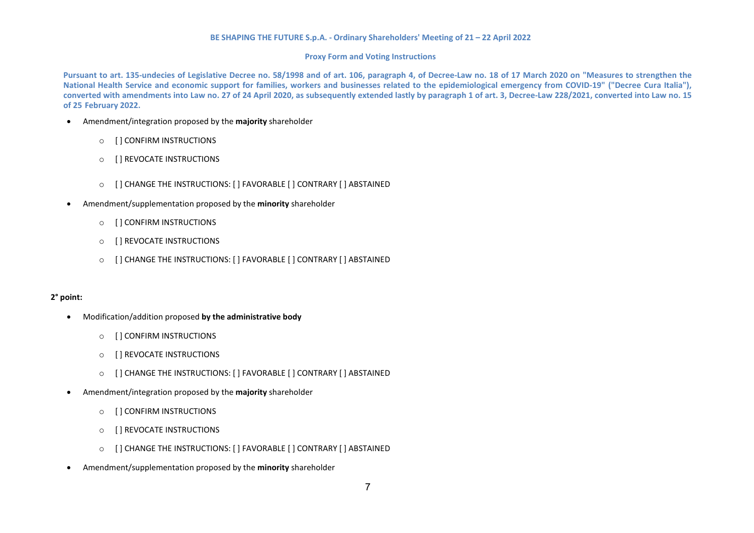- Amendment/integration proposed by the **majority** shareholder
    - [ ] CONFIRM INSTRUCTIONS
    - [ ] REVOCATE INSTRUCTIONS
    - [ ] CHANGE THE INSTRUCTIONS: [ ] FAVORABLE [ ] CONTRARY [ ] ABSTAINED
- Amendment/supplementation proposed by the **minority** shareholder
    - [ ] CONFIRM INSTRUCTIONS
    - [ ] REVOCATE INSTRUCTIONS
    - [ ] CHANGE THE INSTRUCTIONS: [ ] FAVORABLE [ ] CONTRARY [ ] ABSTAINED

**2° point:**

- Modification/addition proposed **by the administrative body**
    - [ ] CONFIRM INSTRUCTIONS
    - [ ] REVOCATE INSTRUCTIONS
    - [ ] CHANGE THE INSTRUCTIONS: [ ] FAVORABLE [ ] CONTRARY [ ] ABSTAINED
- Amendment/integration proposed by the **majority** shareholder
    - [ ] CONFIRM INSTRUCTIONS
    - [ ] REVOCATE INSTRUCTIONS
    - [ ] CHANGE THE INSTRUCTIONS: [ ] FAVORABLE [ ] CONTRARY [ ] ABSTAINED
- Amendment/supplementation proposed by the **minority** shareholder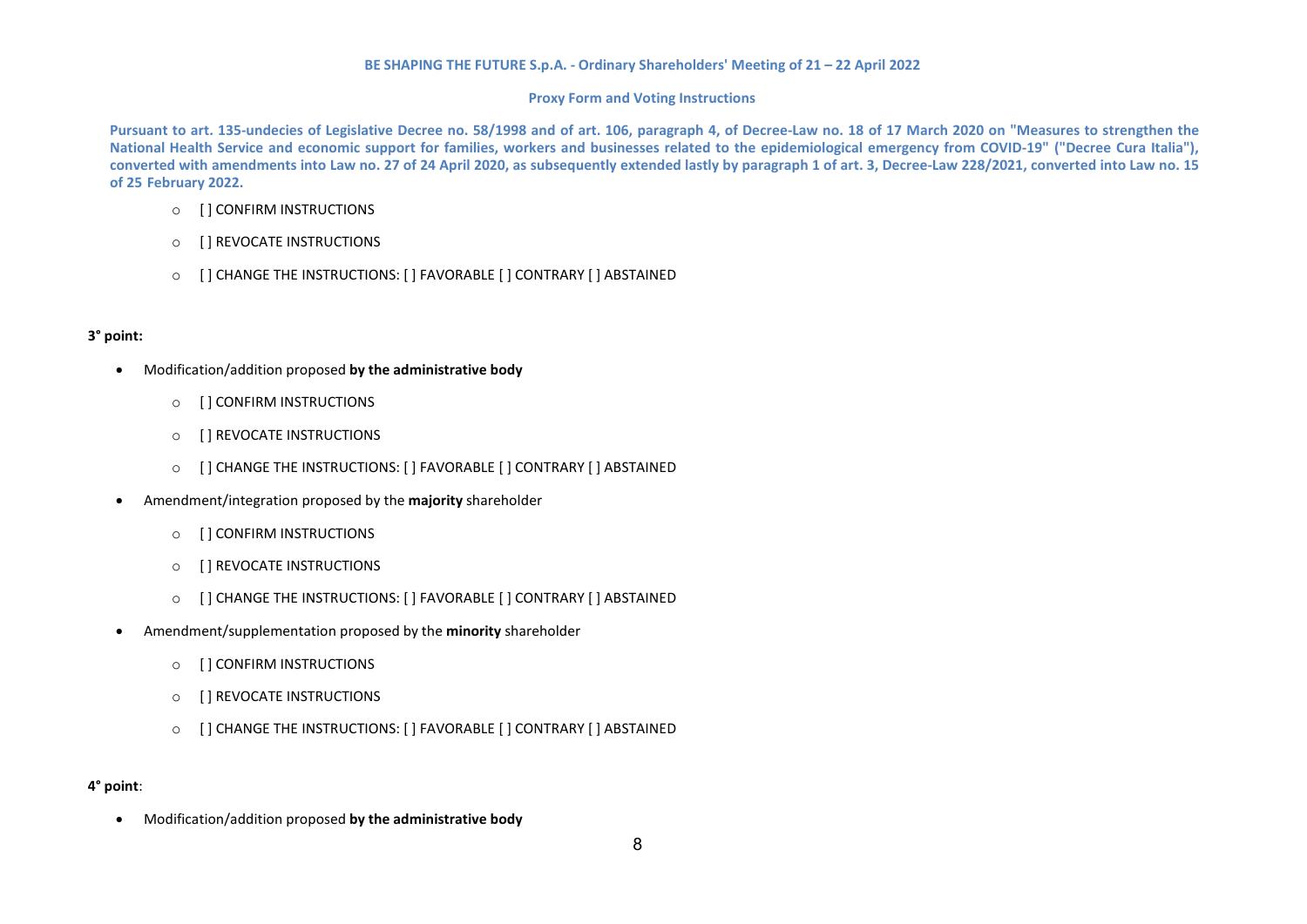**BE SHAPING THE FUTURE S.p.A. - Ordinary Shareholders' Meeting of 21 – 22 April 2022**

**Proxy Form and Voting Instructions**

**Pursuant to art. 135-undecies of Legislative Decree no. 58/1998 and of art. 106, paragraph 4, of Decree-Law no. 18 of 17 March 2020 on "Measures to strengthen the National Health Service and economic support for families, workers and businesses related to the epidemiological emergency from COVID-19" ("Decree Cura Italia"), converted with amendments into Law no. 27 of 24 April 2020, as subsequently extended lastly by paragraph 1 of art. 3, Decree-Law 228/2021, converted into Law no. 15 of 25 February 2022.**

- [ ] CONFIRM INSTRUCTIONS
- [ ] REVOCATE INSTRUCTIONS
- [ ] CHANGE THE INSTRUCTIONS: [ ] FAVORABLE [ ] CONTRARY [ ] ABSTAINED

**3° point:**

- Modification/addition proposed **by the administrative body**
  - [ ] CONFIRM INSTRUCTIONS
  - [ ] REVOCATE INSTRUCTIONS
  - [ ] CHANGE THE INSTRUCTIONS: [ ] FAVORABLE [ ] CONTRARY [ ] ABSTAINED
- Amendment/integration proposed by the **majority** shareholder
  - [ ] CONFIRM INSTRUCTIONS
  - [ ] REVOCATE INSTRUCTIONS
  - [ ] CHANGE THE INSTRUCTIONS: [ ] FAVORABLE [ ] CONTRARY [ ] ABSTAINED
- Amendment/supplementation proposed by the **minority** shareholder
  - [ ] CONFIRM INSTRUCTIONS
  - [ ] REVOCATE INSTRUCTIONS
  - [ ] CHANGE THE INSTRUCTIONS: [ ] FAVORABLE [ ] CONTRARY [ ] ABSTAINED

**4° point**:

- Modification/addition proposed **by the administrative body**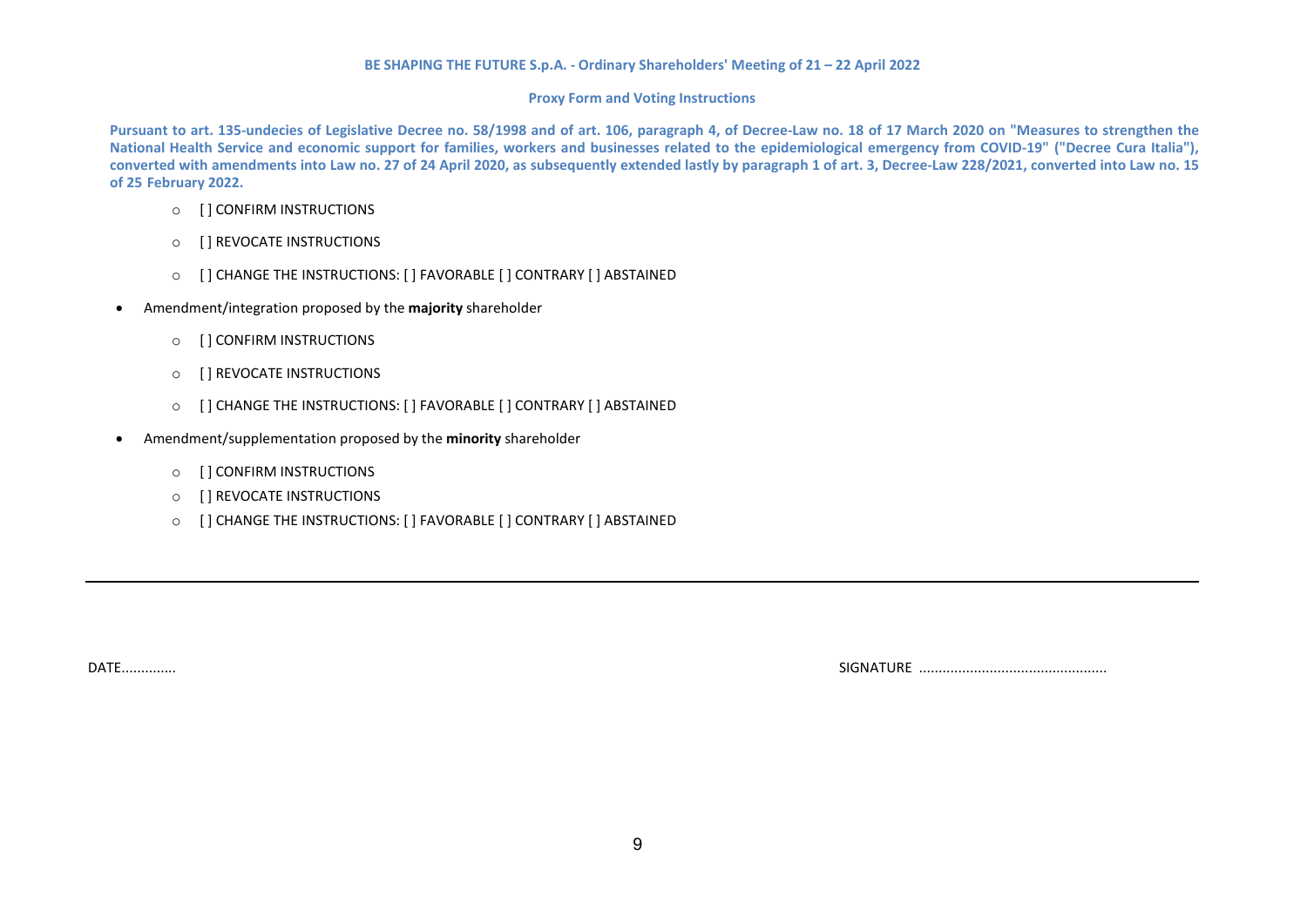**BE SHAPING THE FUTURE S.p.A. - Ordinary Shareholders' Meeting of 21 – 22 April 2022**

**Proxy Form and Voting Instructions**

**Pursuant to art. 135-undecies of Legislative Decree no. 58/1998 and of art. 106, paragraph 4, of Decree-Law no. 18 of 17 March 2020 on "Measures to strengthen the National Health Service and economic support for families, workers and businesses related to the epidemiological emergency from COVID-19" ("Decree Cura Italia"), converted with amendments into Law no. 27 of 24 April 2020, as subsequently extended lastly by paragraph 1 of art. 3, Decree-Law 228/2021, converted into Law no. 15 of 25 February 2022.**

  - [ ] CONFIRM INSTRUCTIONS
  - [ ] REVOCATE INSTRUCTIONS
  - [ ] CHANGE THE INSTRUCTIONS: [ ] FAVORABLE [ ] CONTRARY [ ] ABSTAINED

- Amendment/integration proposed by the **majority** shareholder
  - [ ] CONFIRM INSTRUCTIONS
  - [ ] REVOCATE INSTRUCTIONS
  - [ ] CHANGE THE INSTRUCTIONS: [ ] FAVORABLE [ ] CONTRARY [ ] ABSTAINED

- Amendment/supplementation proposed by the **minority** shareholder
  - [ ] CONFIRM INSTRUCTIONS
  - [ ] REVOCATE INSTRUCTIONS
  - [ ] CHANGE THE INSTRUCTIONS: [ ] FAVORABLE [ ] CONTRARY [ ] ABSTAINED

---

DATE.............

SIGNATURE ...............................................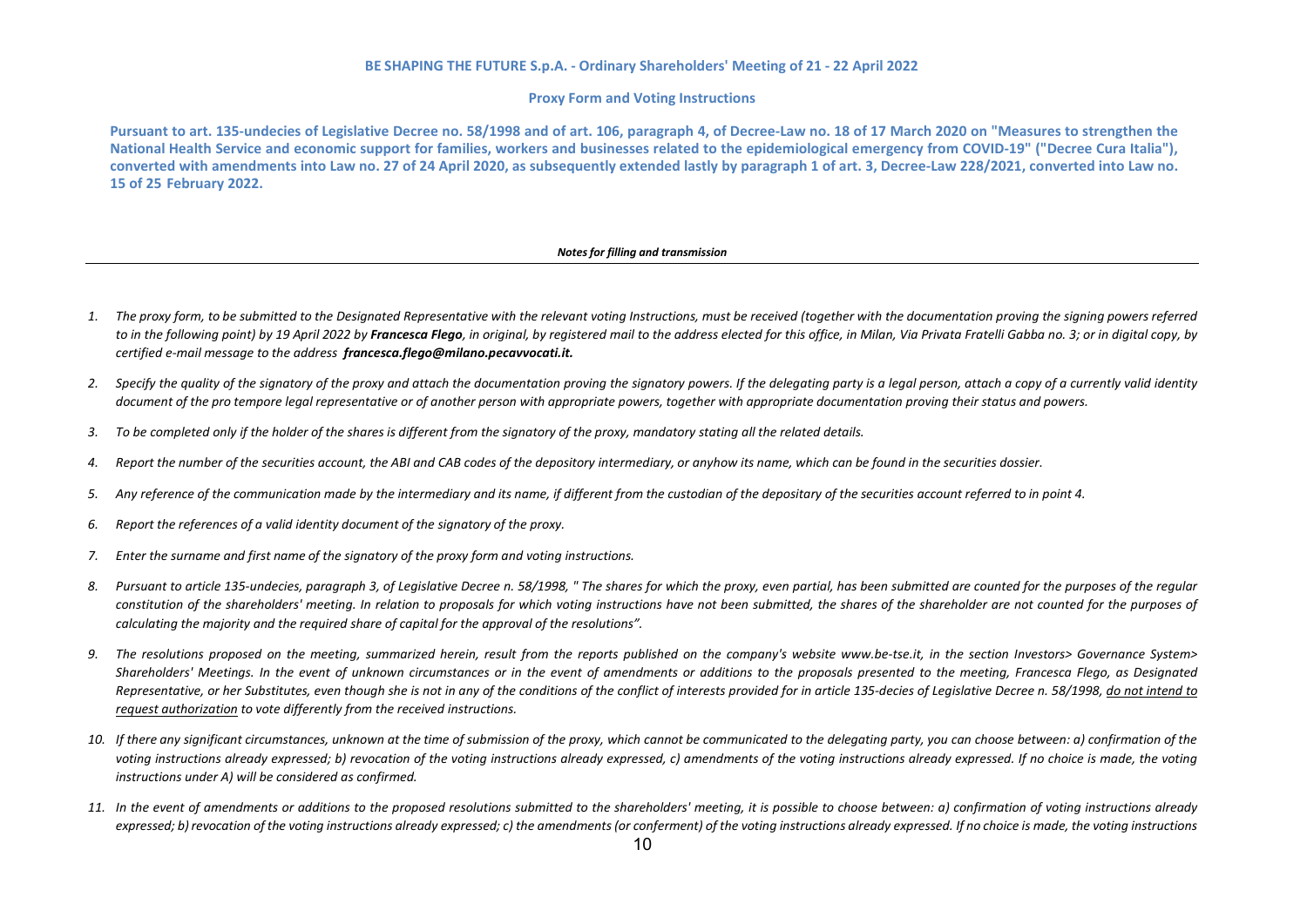**BE SHAPING THE FUTURE S.p.A. - Ordinary Shareholders' Meeting of 21 - 22 April 2022**

**Proxy Form and Voting Instructions**

**Pursuant to art. 135-undecies of Legislative Decree no. 58/1998 and of art. 106, paragraph 4, of Decree-Law no. 18 of 17 March 2020 on "Measures to strengthen the National Health Service and economic support for families, workers and businesses related to the epidemiological emergency from COVID-19" ("Decree Cura Italia"), converted with amendments into Law no. 27 of 24 April 2020, as subsequently extended lastly by paragraph 1 of art. 3, Decree-Law 228/2021, converted into Law no. 15 of 25 February 2022.**

***Notes for filling and transmission***

1. *The proxy form, to be submitted to the Designated Representative with the relevant voting Instructions, must be received (together with the documentation proving the signing powers referred to in the following point) by 19 April 2022 by **Francesca Flego**, in original, by registered mail to the address elected for this office, in Milan, Via Privata Fratelli Gabba no. 3; or in digital copy, by certified e-mail message to the address **francesca.flego@milano.pecavvocati.it.***
2. *Specify the quality of the signatory of the proxy and attach the documentation proving the signatory powers. If the delegating party is a legal person, attach a copy of a currently valid identity document of the pro tempore legal representative or of another person with appropriate powers, together with appropriate documentation proving their status and powers.*
3. *To be completed only if the holder of the shares is different from the signatory of the proxy, mandatory stating all the related details.*
4. *Report the number of the securities account, the ABI and CAB codes of the depository intermediary, or anyhow its name, which can be found in the securities dossier.*
5. *Any reference of the communication made by the intermediary and its name, if different from the custodian of the depositary of the securities account referred to in point 4.*
6. *Report the references of a valid identity document of the signatory of the proxy.*
7. *Enter the surname and first name of the signatory of the proxy form and voting instructions.*
8. *Pursuant to article 135-undecies, paragraph 3, of Legislative Decree n. 58/1998, " The shares for which the proxy, even partial, has been submitted are counted for the purposes of the regular constitution of the shareholders' meeting. In relation to proposals for which voting instructions have not been submitted, the shares of the shareholder are not counted for the purposes of calculating the majority and the required share of capital for the approval of the resolutions".*
9. *The resolutions proposed on the meeting, summarized herein, result from the reports published on the company's website www.be-tse.it, in the section Investors> Governance System> Shareholders' Meetings. In the event of unknown circumstances or in the event of amendments or additions to the proposals presented to the meeting, Francesca Flego, as Designated Representative, or her Substitutes, even though she is not in any of the conditions of the conflict of interests provided for in article 135-decies of Legislative Decree n. 58/1998, <u>do not intend to request authorization</u> to vote differently from the received instructions.*
10. *If there any significant circumstances, unknown at the time of submission of the proxy, which cannot be communicated to the delegating party, you can choose between: a) confirmation of the voting instructions already expressed; b) revocation of the voting instructions already expressed, c) amendments of the voting instructions already expressed. If no choice is made, the voting instructions under A) will be considered as confirmed.*
11. *In the event of amendments or additions to the proposed resolutions submitted to the shareholders' meeting, it is possible to choose between: a) confirmation of voting instructions already expressed; b) revocation of the voting instructions already expressed; c) the amendments (or conferment) of the voting instructions already expressed. If no choice is made, the voting instructions*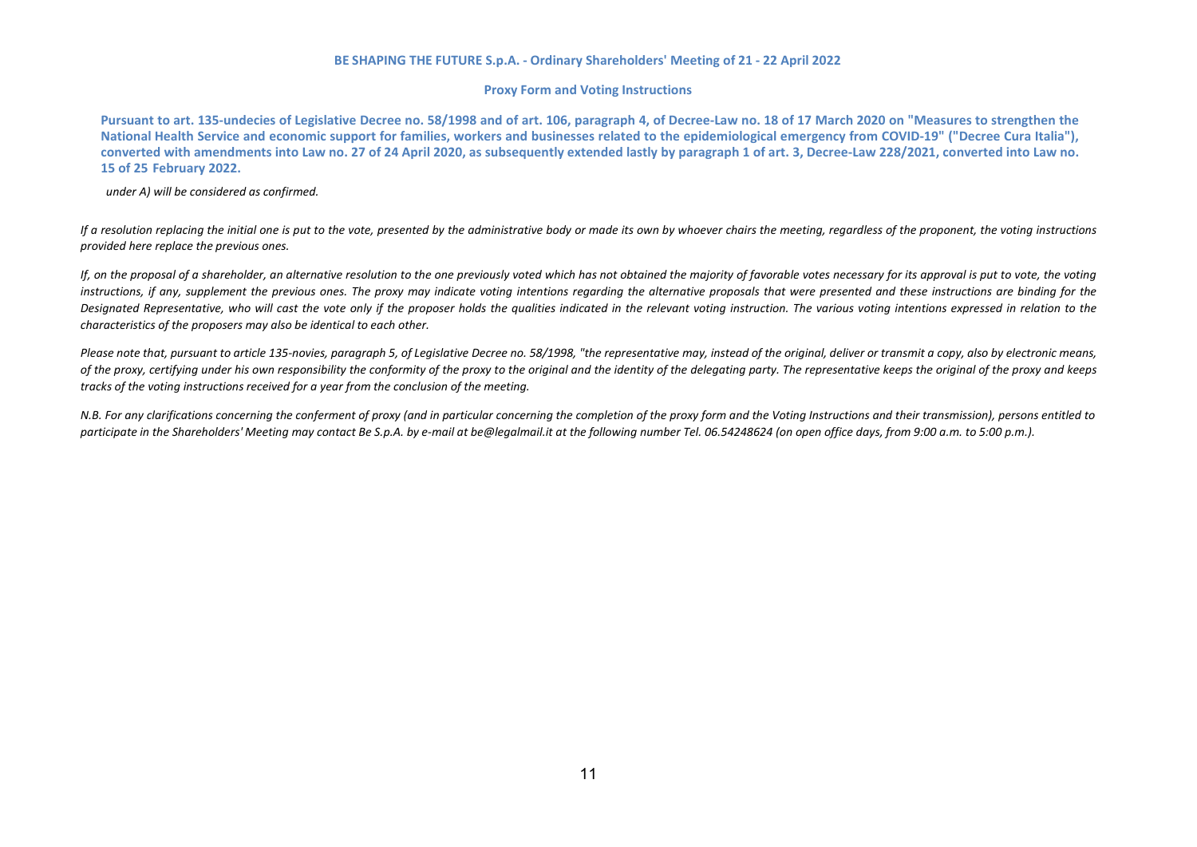**BE SHAPING THE FUTURE S.p.A. - Ordinary Shareholders' Meeting of 21 - 22 April 2022**

**Proxy Form and Voting Instructions**

**Pursuant to art. 135-undecies of Legislative Decree no. 58/1998 and of art. 106, paragraph 4, of Decree-Law no. 18 of 17 March 2020 on "Measures to strengthen the National Health Service and economic support for families, workers and businesses related to the epidemiological emergency from COVID-19" ("Decree Cura Italia"), converted with amendments into Law no. 27 of 24 April 2020, as subsequently extended lastly by paragraph 1 of art. 3, Decree-Law 228/2021, converted into Law no. 15 of 25 February 2022.**

*under A) will be considered as confirmed.*

*If a resolution replacing the initial one is put to the vote, presented by the administrative body or made its own by whoever chairs the meeting, regardless of the proponent, the voting instructions provided here replace the previous ones.*

*If, on the proposal of a shareholder, an alternative resolution to the one previously voted which has not obtained the majority of favorable votes necessary for its approval is put to vote, the voting instructions, if any, supplement the previous ones. The proxy may indicate voting intentions regarding the alternative proposals that were presented and these instructions are binding for the Designated Representative, who will cast the vote only if the proposer holds the qualities indicated in the relevant voting instruction. The various voting intentions expressed in relation to the characteristics of the proposers may also be identical to each other.*

*Please note that, pursuant to article 135-novies, paragraph 5, of Legislative Decree no. 58/1998, "the representative may, instead of the original, deliver or transmit a copy, also by electronic means, of the proxy, certifying under his own responsibility the conformity of the proxy to the original and the identity of the delegating party. The representative keeps the original of the proxy and keeps tracks of the voting instructions received for a year from the conclusion of the meeting.*

*N.B. For any clarifications concerning the conferment of proxy (and in particular concerning the completion of the proxy form and the Voting Instructions and their transmission), persons entitled to participate in the Shareholders' Meeting may contact Be S.p.A. by e-mail at be@legalmail.it at the following number Tel. 06.54248624 (on open office days, from 9:00 a.m. to 5:00 p.m.).*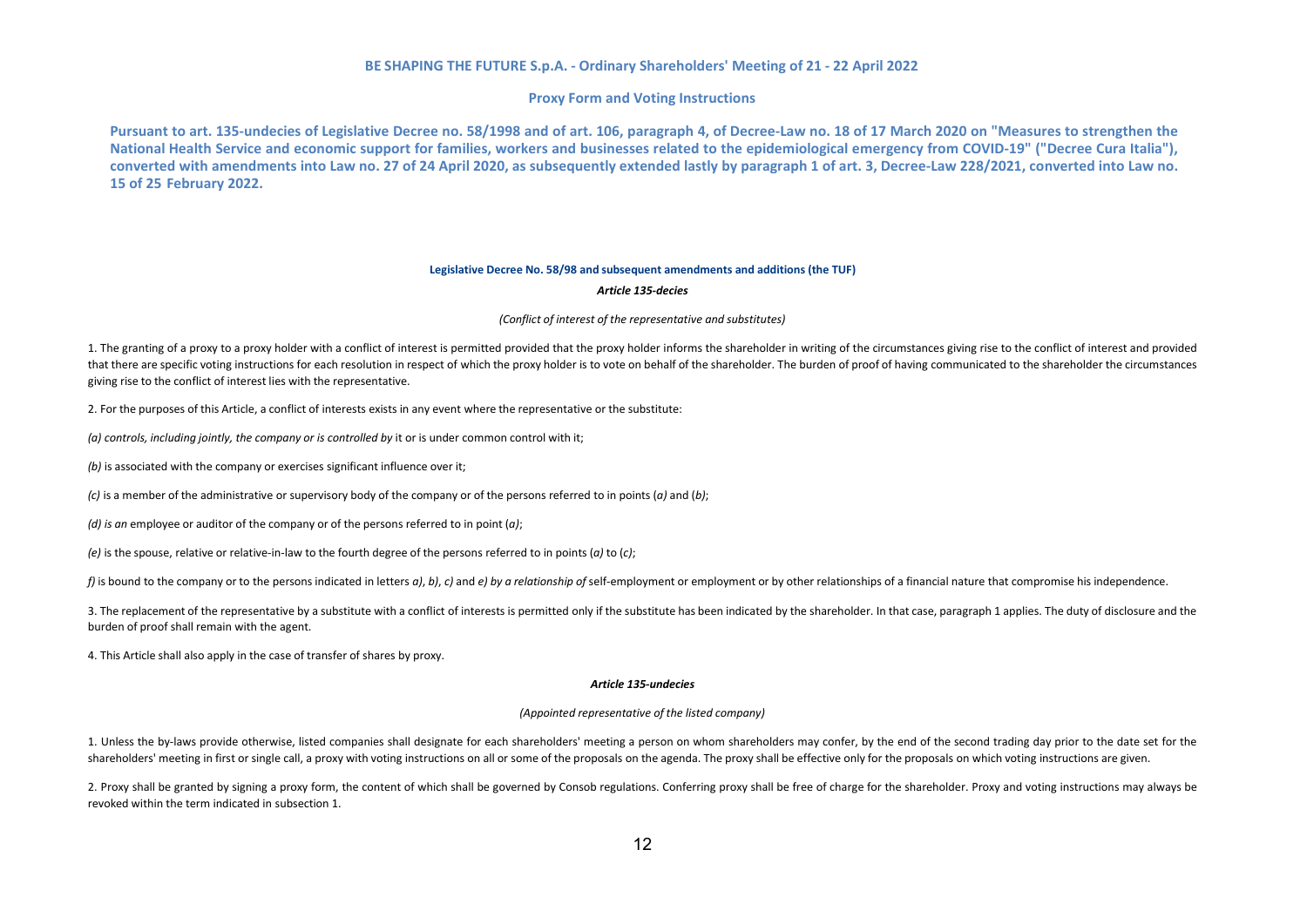**BE SHAPING THE FUTURE S.p.A. - Ordinary Shareholders' Meeting of 21 - 22 April 2022**

**Proxy Form and Voting Instructions**

**Pursuant to art. 135-undecies of Legislative Decree no. 58/1998 and of art. 106, paragraph 4, of Decree-Law no. 18 of 17 March 2020 on "Measures to strengthen the National Health Service and economic support for families, workers and businesses related to the epidemiological emergency from COVID-19" ("Decree Cura Italia"), converted with amendments into Law no. 27 of 24 April 2020, as subsequently extended lastly by paragraph 1 of art. 3, Decree-Law 228/2021, converted into Law no. 15 of 25 February 2022.**

**Legislative Decree No. 58/98 and subsequent amendments and additions (the TUF)**

***Article 135-decies***

*(Conflict of interest of the representative and substitutes)*

1. The granting of a proxy to a proxy holder with a conflict of interest is permitted provided that the proxy holder informs the shareholder in writing of the circumstances giving rise to the conflict of interest and provided that there are specific voting instructions for each resolution in respect of which the proxy holder is to vote on behalf of the shareholder. The burden of proof of having communicated to the shareholder the circumstances giving rise to the conflict of interest lies with the representative.

2. For the purposes of this Article, a conflict of interests exists in any event where the representative or the substitute:

*(a) controls, including jointly, the company or is controlled by* it or is under common control with it;

*(b)* is associated with the company or exercises significant influence over it;

*(c)* is a member of the administrative or supervisory body of the company or of the persons referred to in points (*a)* and (*b)*;

*(d) is an* employee or auditor of the company or of the persons referred to in point (*a)*;

*(e)* is the spouse, relative or relative-in-law to the fourth degree of the persons referred to in points (*a)* to (*c)*;

*f)* is bound to the company or to the persons indicated in letters *a)*, *b)*, *c)* and *e) by a relationship of* self-employment or employment or by other relationships of a financial nature that compromise his independence.

3. The replacement of the representative by a substitute with a conflict of interests is permitted only if the substitute has been indicated by the shareholder. In that case, paragraph 1 applies. The duty of disclosure and the burden of proof shall remain with the agent.

4. This Article shall also apply in the case of transfer of shares by proxy.

***Article 135-undecies***

*(Appointed representative of the listed company)*

1. Unless the by-laws provide otherwise, listed companies shall designate for each shareholders' meeting a person on whom shareholders may confer, by the end of the second trading day prior to the date set for the shareholders' meeting in first or single call, a proxy with voting instructions on all or some of the proposals on the agenda. The proxy shall be effective only for the proposals on which voting instructions are given.

2. Proxy shall be granted by signing a proxy form, the content of which shall be governed by Consob regulations. Conferring proxy shall be free of charge for the shareholder. Proxy and voting instructions may always be revoked within the term indicated in subsection 1.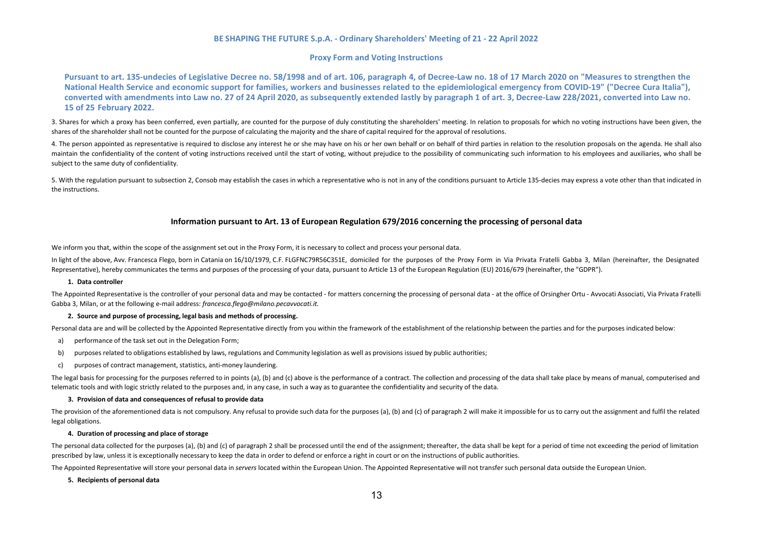**BE SHAPING THE FUTURE S.p.A. - Ordinary Shareholders' Meeting of 21 - 22 April 2022**

**Proxy Form and Voting Instructions**

**Pursuant to art. 135-undecies of Legislative Decree no. 58/1998 and of art. 106, paragraph 4, of Decree-Law no. 18 of 17 March 2020 on "Measures to strengthen the National Health Service and economic support for families, workers and businesses related to the epidemiological emergency from COVID-19" ("Decree Cura Italia"), converted with amendments into Law no. 27 of 24 April 2020, as subsequently extended lastly by paragraph 1 of art. 3, Decree-Law 228/2021, converted into Law no. 15 of 25 February 2022.**

3. Shares for which a proxy has been conferred, even partially, are counted for the purpose of duly constituting the shareholders' meeting. In relation to proposals for which no voting instructions have been given, the shares of the shareholder shall not be counted for the purpose of calculating the majority and the share of capital required for the approval of resolutions.

4. The person appointed as representative is required to disclose any interest he or she may have on his or her own behalf or on behalf of third parties in relation to the resolution proposals on the agenda. He shall also maintain the confidentiality of the content of voting instructions received until the start of voting, without prejudice to the possibility of communicating such information to his employees and auxiliaries, who shall be subject to the same duty of confidentiality.

5. With the regulation pursuant to subsection 2, Consob may establish the cases in which a representative who is not in any of the conditions pursuant to Article 135-decies may express a vote other than that indicated in the instructions.

## Information pursuant to Art. 13 of European Regulation 679/2016 concerning the processing of personal data

We inform you that, within the scope of the assignment set out in the Proxy Form, it is necessary to collect and process your personal data.

In light of the above, Avv. Francesca Flego, born in Catania on 16/10/1979, C.F. FLGFNC79R56C351E, domiciled for the purposes of the Proxy Form in Via Privata Fratelli Gabba 3, Milan (hereinafter, the Designated Representative), hereby communicates the terms and purposes of the processing of your data, pursuant to Article 13 of the European Regulation (EU) 2016/679 (hereinafter, the "GDPR").

### 1. Data controller

The Appointed Representative is the controller of your personal data and may be contacted - for matters concerning the processing of personal data - at the office of Orsingher Ortu - Avvocati Associati, Via Privata Fratelli Gabba 3, Milan, or at the following e-mail address: *francesca.flego@milano.pecavvocati.it.*

### 2. Source and purpose of processing, legal basis and methods of processing.

Personal data are and will be collected by the Appointed Representative directly from you within the framework of the establishment of the relationship between the parties and for the purposes indicated below:

a) performance of the task set out in the Delegation Form;

b) purposes related to obligations established by laws, regulations and Community legislation as well as provisions issued by public authorities;

c) purposes of contract management, statistics, anti-money laundering.

The legal basis for processing for the purposes referred to in points (a), (b) and (c) above is the performance of a contract. The collection and processing of the data shall take place by means of manual, computerised and telematic tools and with logic strictly related to the purposes and, in any case, in such a way as to guarantee the confidentiality and security of the data.

### 3. Provision of data and consequences of refusal to provide data

The provision of the aforementioned data is not compulsory. Any refusal to provide such data for the purposes (a), (b) and (c) of paragraph 2 will make it impossible for us to carry out the assignment and fulfil the related legal obligations.

### 4. Duration of processing and place of storage

The personal data collected for the purposes (a), (b) and (c) of paragraph 2 shall be processed until the end of the assignment; thereafter, the data shall be kept for a period of time not exceeding the period of limitation prescribed by law, unless it is exceptionally necessary to keep the data in order to defend or enforce a right in court or on the instructions of public authorities.

The Appointed Representative will store your personal data in *servers* located within the European Union. The Appointed Representative will not transfer such personal data outside the European Union.

### 5. Recipients of personal data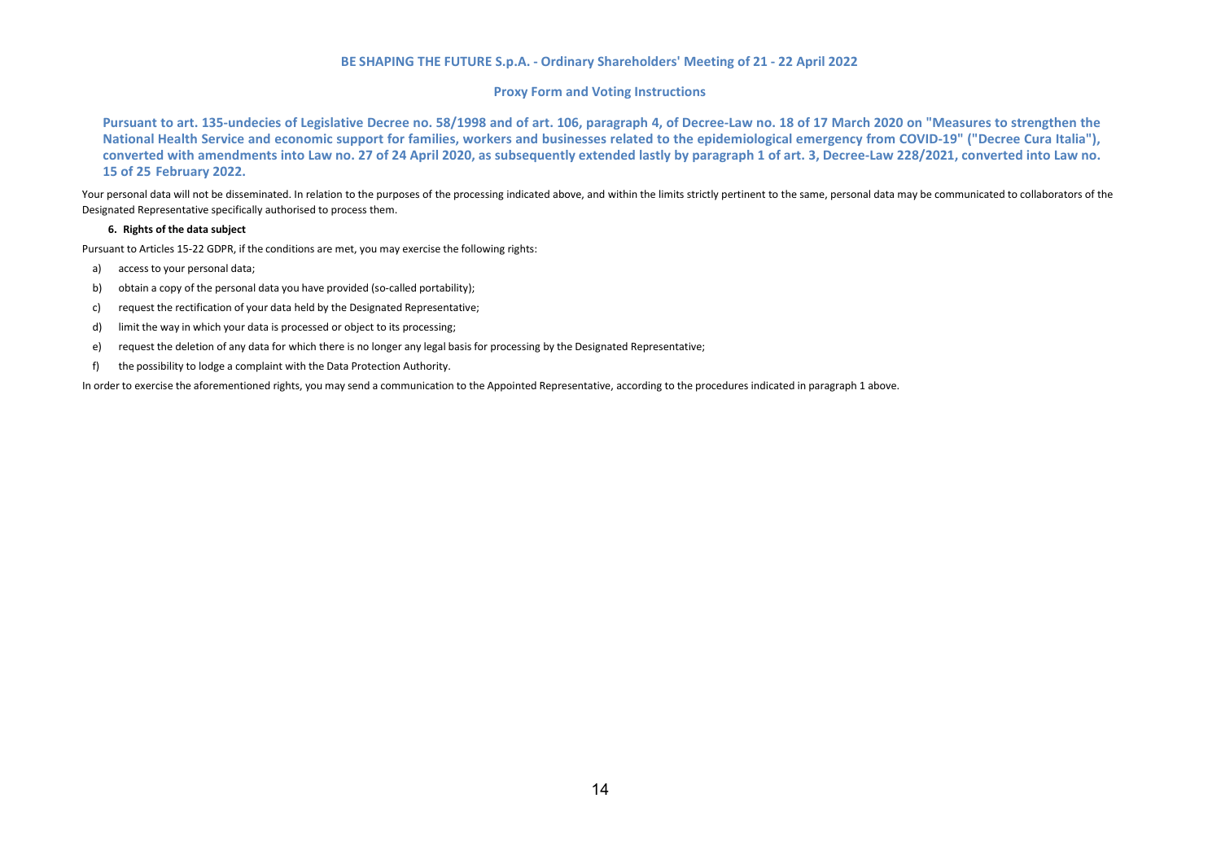Your personal data will not be disseminated. In relation to the purposes of the processing indicated above, and within the limits strictly pertinent to the same, personal data may be communicated to collaborators of the Designated Representative specifically authorised to process them.

**6. Rights of the data subject**

Pursuant to Articles 15-22 GDPR, if the conditions are met, you may exercise the following rights:

a) access to your personal data;

b) obtain a copy of the personal data you have provided (so-called portability);

c) request the rectification of your data held by the Designated Representative;

d) limit the way in which your data is processed or object to its processing;

e) request the deletion of any data for which there is no longer any legal basis for processing by the Designated Representative;

f) the possibility to lodge a complaint with the Data Protection Authority.

In order to exercise the aforementioned rights, you may send a communication to the Appointed Representative, according to the procedures indicated in paragraph 1 above.